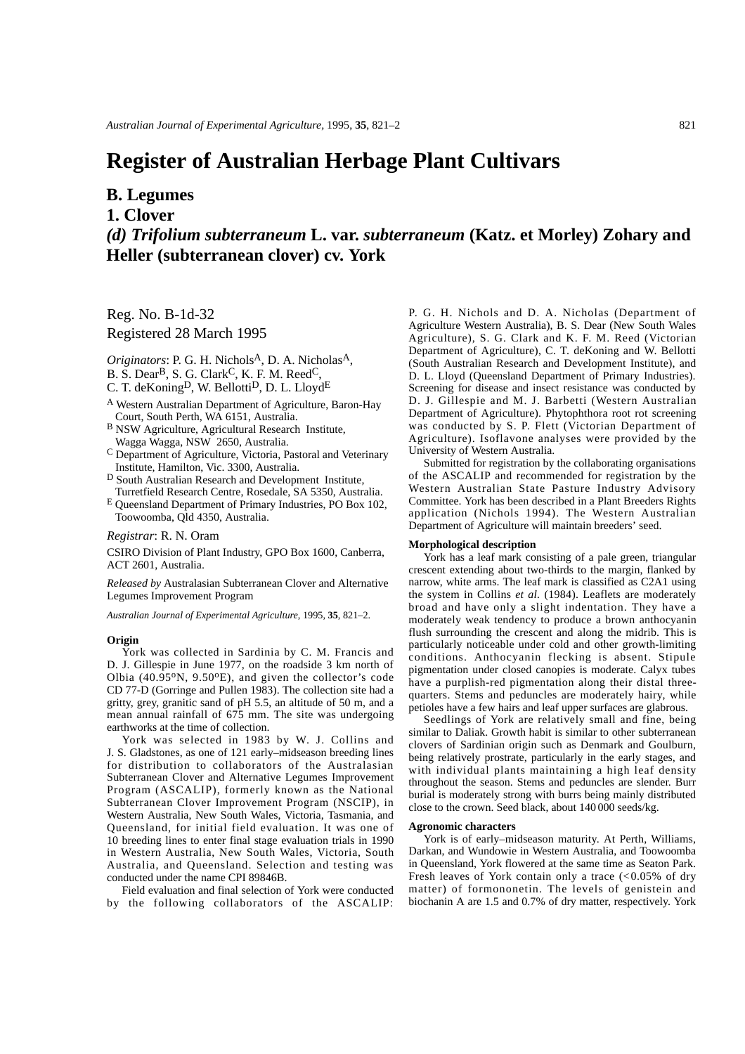# Register of Australian Herbage Plant Cultivars

## B. Legumes

## 1. Clover

## *(d) Trifolium subterraneum* L. var. *subterraneum* (Katz. et Morley) Zohary and Heller (subterranean clover) cv. York

Reg. No. B-1d-32
Registered 28 March 1995

*Originators*: P. G. H. Nichols[A], D. A. Nicholas[A], B. S. Dear[B], S. G. Clark[C], K. F. M. Reed[C], C. T. deKoning[D], W. Bellotti[D], D. L. Lloyd[E]

[A] Western Australian Department of Agriculture, Baron-Hay Court, South Perth, WA 6151, Australia.
[B] NSW Agriculture, Agricultural Research Institute, Wagga Wagga, NSW 2650, Australia.
[C] Department of Agriculture, Victoria, Pastoral and Veterinary Institute, Hamilton, Vic. 3300, Australia.
[D] South Australian Research and Development Institute, Turretfield Research Centre, Rosedale, SA 5350, Australia.
[E] Queensland Department of Primary Industries, PO Box 102, Toowoomba, Qld 4350, Australia.

*Registrar*: R. N. Oram

CSIRO Division of Plant Industry, GPO Box 1600, Canberra, ACT 2601, Australia.

*Released by* Australasian Subterranean Clover and Alternative Legumes Improvement Program

*Australian Journal of Experimental Agriculture*, 1995, **35**, 821–2.

#### Origin

York was collected in Sardinia by C. M. Francis and D. J. Gillespie in June 1977, on the roadside 3 km north of Olbia (40.95°N, 9.50°E), and given the collector's code CD 77-D (Gorringe and Pullen 1983). The collection site had a gritty, grey, granitic sand of pH 5.5, an altitude of 50 m, and a mean annual rainfall of 675 mm. The site was undergoing earthworks at the time of collection.

York was selected in 1983 by W. J. Collins and J. S. Gladstones, as one of 121 early–midseason breeding lines for distribution to collaborators of the Australasian Subterranean Clover and Alternative Legumes Improvement Program (ASCALIP), formerly known as the National Subterranean Clover Improvement Program (NSCIP), in Western Australia, New South Wales, Victoria, Tasmania, and Queensland, for initial field evaluation. It was one of 10 breeding lines to enter final stage evaluation trials in 1990 in Western Australia, New South Wales, Victoria, South Australia, and Queensland. Selection and testing was conducted under the name CPI 89846B.

Field evaluation and final selection of York were conducted by the following collaborators of the ASCALIP: P. G. H. Nichols and D. A. Nicholas (Department of Agriculture Western Australia), B. S. Dear (New South Wales Agriculture), S. G. Clark and K. F. M. Reed (Victorian Department of Agriculture), C. T. deKoning and W. Bellotti (South Australian Research and Development Institute), and D. L. Lloyd (Queensland Department of Primary Industries). Screening for disease and insect resistance was conducted by D. J. Gillespie and M. J. Barbetti (Western Australian Department of Agriculture). Phytophthora root rot screening was conducted by S. P. Flett (Victorian Department of Agriculture). Isoflavone analyses were provided by the University of Western Australia.

Submitted for registration by the collaborating organisations of the ASCALIP and recommended for registration by the Western Australian State Pasture Industry Advisory Committee. York has been described in a Plant Breeders Rights application (Nichols 1994). The Western Australian Department of Agriculture will maintain breeders' seed.

#### Morphological description

York has a leaf mark consisting of a pale green, triangular crescent extending about two-thirds to the margin, flanked by narrow, white arms. The leaf mark is classified as C2A1 using the system in Collins *et al.* (1984). Leaflets are moderately broad and have only a slight indentation. They have a moderately weak tendency to produce a brown anthocyanin flush surrounding the crescent and along the midrib. This is particularly noticeable under cold and other growth-limiting conditions. Anthocyanin flecking is absent. Stipule pigmentation under closed canopies is moderate. Calyx tubes have a purplish-red pigmentation along their distal three-quarters. Stems and peduncles are moderately hairy, while petioles have a few hairs and leaf upper surfaces are glabrous.

Seedlings of York are relatively small and fine, being similar to Daliak. Growth habit is similar to other subterranean clovers of Sardinian origin such as Denmark and Goulburn, being relatively prostrate, particularly in the early stages, and with individual plants maintaining a high leaf density throughout the season. Stems and peduncles are slender. Burr burial is moderately strong with burrs being mainly distributed close to the crown. Seed black, about 140 000 seeds/kg.

#### Agronomic characters

York is of early–midseason maturity. At Perth, Williams, Darkan, and Wundowie in Western Australia, and Toowoomba in Queensland, York flowered at the same time as Seaton Park. Fresh leaves of York contain only a trace (<0.05% of dry matter) of formononetin. The levels of genistein and biochanin A are 1.5 and 0.7% of dry matter, respectively. York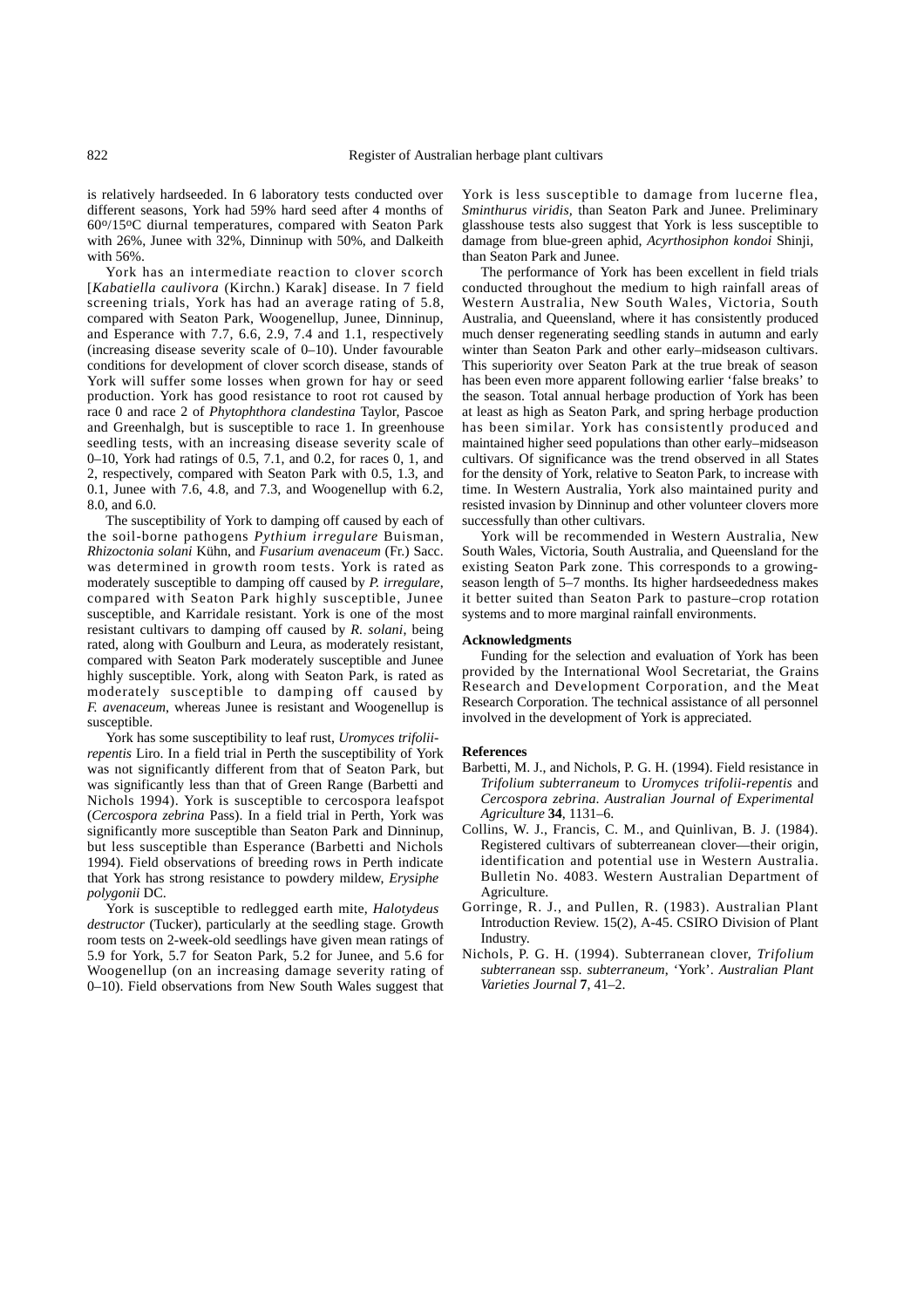is relatively hardseeded. In 6 laboratory tests conducted over different seasons, York had 59% hard seed after 4 months of 60°/15°C diurnal temperatures, compared with Seaton Park with 26%, Junee with 32%, Dinninup with 50%, and Dalkeith with 56%.

York has an intermediate reaction to clover scorch [*Kabatiella caulivora* (Kirchn.) Karak] disease. In 7 field screening trials, York has had an average rating of 5.8, compared with Seaton Park, Woogenellup, Junee, Dinninup, and Esperance with 7.7, 6.6, 2.9, 7.4 and 1.1, respectively (increasing disease severity scale of 0–10). Under favourable conditions for development of clover scorch disease, stands of York will suffer some losses when grown for hay or seed production. York has good resistance to root rot caused by race 0 and race 2 of *Phytophthora clandestina* Taylor, Pascoe and Greenhalgh, but is susceptible to race 1. In greenhouse seedling tests, with an increasing disease severity scale of 0–10, York had ratings of 0.5, 7.1, and 0.2, for races 0, 1, and 2, respectively, compared with Seaton Park with 0.5, 1.3, and 0.1, Junee with 7.6, 4.8, and 7.3, and Woogenellup with 6.2, 8.0, and 6.0.

The susceptibility of York to damping off caused by each of the soil-borne pathogens *Pythium irregulare* Buisman, *Rhizoctonia solani* Kühn, and *Fusarium avenaceum* (Fr.) Sacc. was determined in growth room tests. York is rated as moderately susceptible to damping off caused by *P. irregulare*, compared with Seaton Park highly susceptible, Junee susceptible, and Karridale resistant. York is one of the most resistant cultivars to damping off caused by *R. solani*, being rated, along with Goulburn and Leura, as moderately resistant, compared with Seaton Park moderately susceptible and Junee highly susceptible. York, along with Seaton Park, is rated as moderately susceptible to damping off caused by *F. avenaceum*, whereas Junee is resistant and Woogenellup is susceptible.

York has some susceptibility to leaf rust, *Uromyces trifolii-repentis* Liro. In a field trial in Perth the susceptibility of York was not significantly different from that of Seaton Park, but was significantly less than that of Green Range (Barbetti and Nichols 1994). York is susceptible to cercospora leafspot (*Cercospora zebrina* Pass). In a field trial in Perth, York was significantly more susceptible than Seaton Park and Dinninup, but less susceptible than Esperance (Barbetti and Nichols 1994). Field observations of breeding rows in Perth indicate that York has strong resistance to powdery mildew, *Erysiphe polygonii* DC.

York is susceptible to redlegged earth mite, *Halotydeus destructor* (Tucker), particularly at the seedling stage. Growth room tests on 2-week-old seedlings have given mean ratings of 5.9 for York, 5.7 for Seaton Park, 5.2 for Junee, and 5.6 for Woogenellup (on an increasing damage severity rating of 0–10). Field observations from New South Wales suggest that York is less susceptible to damage from lucerne flea, *Sminthurus viridis*, than Seaton Park and Junee. Preliminary glasshouse tests also suggest that York is less susceptible to damage from blue-green aphid, *Acyrthosiphon kondoi* Shinji, than Seaton Park and Junee.

The performance of York has been excellent in field trials conducted throughout the medium to high rainfall areas of Western Australia, New South Wales, Victoria, South Australia, and Queensland, where it has consistently produced much denser regenerating seedling stands in autumn and early winter than Seaton Park and other early–midseason cultivars. This superiority over Seaton Park at the true break of season has been even more apparent following earlier 'false breaks' to the season. Total annual herbage production of York has been at least as high as Seaton Park, and spring herbage production has been similar. York has consistently produced and maintained higher seed populations than other early–midseason cultivars. Of significance was the trend observed in all States for the density of York, relative to Seaton Park, to increase with time. In Western Australia, York also maintained purity and resisted invasion by Dinninup and other volunteer clovers more successfully than other cultivars.

York will be recommended in Western Australia, New South Wales, Victoria, South Australia, and Queensland for the existing Seaton Park zone. This corresponds to a growing-season length of 5–7 months. Its higher hardseededness makes it better suited than Seaton Park to pasture–crop rotation systems and to more marginal rainfall environments.

### Acknowledgments

Funding for the selection and evaluation of York has been provided by the International Wool Secretariat, the Grains Research and Development Corporation, and the Meat Research Corporation. The technical assistance of all personnel involved in the development of York is appreciated.

### References

Barbetti, M. J., and Nichols, P. G. H. (1994). Field resistance in *Trifolium subterraneum* to *Uromyces trifolii-repentis* and *Cercospora zebrina*. *Australian Journal of Experimental Agriculture* **34**, 1131–6.

Collins, W. J., Francis, C. M., and Quinlivan, B. J. (1984). Registered cultivars of subterreanean clover—their origin, identification and potential use in Western Australia. Bulletin No. 4083. Western Australian Department of Agriculture.

Gorringe, R. J., and Pullen, R. (1983). Australian Plant Introduction Review. 15(2), A-45. CSIRO Division of Plant Industry.

Nichols, P. G. H. (1994). Subterranean clover, *Trifolium subterranean* ssp. *subterraneum*, 'York'. *Australian Plant Varieties Journal* **7**, 41–2.